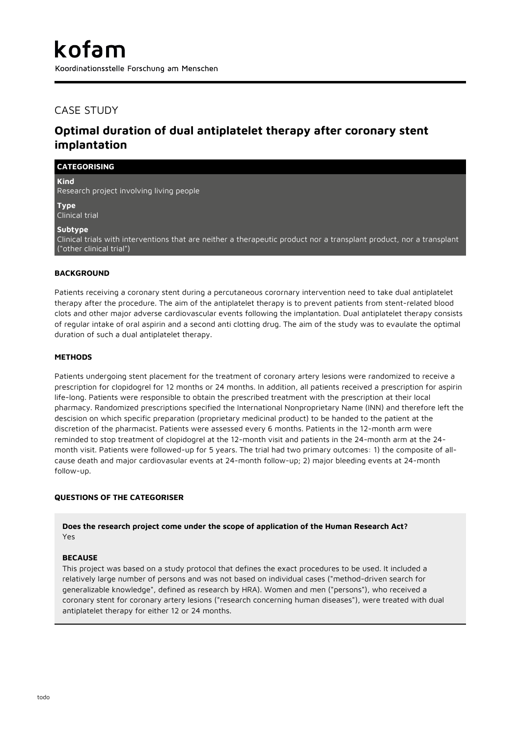# kofam

Koordinationsstelle Forschung am Menschen

## CASE STUDY

# Optimal duration of dual antiplatelet therapy after coronary stent implantation

| CATEGORISING |
| --- |
| **Kind**<br>Research project involving living people |
| **Type**<br>Clinical trial |
| **Subtype**<br>Clinical trials with interventions that are neither a therapeutic product nor a transplant product, nor a transplant ("other clinical trial") |

### BACKGROUND

Patients receiving a coronary stent during a percutaneous corornary intervention need to take dual antiplatelet therapy after the procedure. The aim of the antiplatelet therapy is to prevent patients from stent-related blood clots and other major adverse cardiovascular events following the implantation. Dual antiplatelet therapy consists of regular intake of oral aspirin and a second anti clotting drug. The aim of the study was to evaulate the optimal duration of such a dual antiplatelet therapy.

### METHODS

Patients undergoing stent placement for the treatment of coronary artery lesions were randomized to receive a prescription for clopidogrel for 12 months or 24 months. In addition, all patients received a prescription for aspirin life-long. Patients were responsible to obtain the prescribed treatment with the prescription at their local pharmacy. Randomized prescriptions specified the International Nonproprietary Name (INN) and therefore left the descision on which specific preparation (proprietary medicinal product) to be handed to the patient at the discretion of the pharmacist. Patients were assessed every 6 months. Patients in the 12-month arm were reminded to stop treatment of clopidogrel at the 12-month visit and patients in the 24-month arm at the 24-month visit. Patients were followed-up for 5 years. The trial had two primary outcomes: 1) the composite of all-cause death and major cardiovasular events at 24-month follow-up; 2) major bleeding events at 24-month follow-up.

### QUESTIONS OF THE CATEGORISER

**Does the research project come under the scope of application of the Human Research Act?**
Yes

**BECAUSE**
This project was based on a study protocol that defines the exact procedures to be used. It included a relatively large number of persons and was not based on individual cases ("method-driven search for generalizable knowledge", defined as research by HRA). Women and men ("persons"), who received a coronary stent for coronary artery lesions ("research concerning human diseases"), were treated with dual antiplatelet therapy for either 12 or 24 months.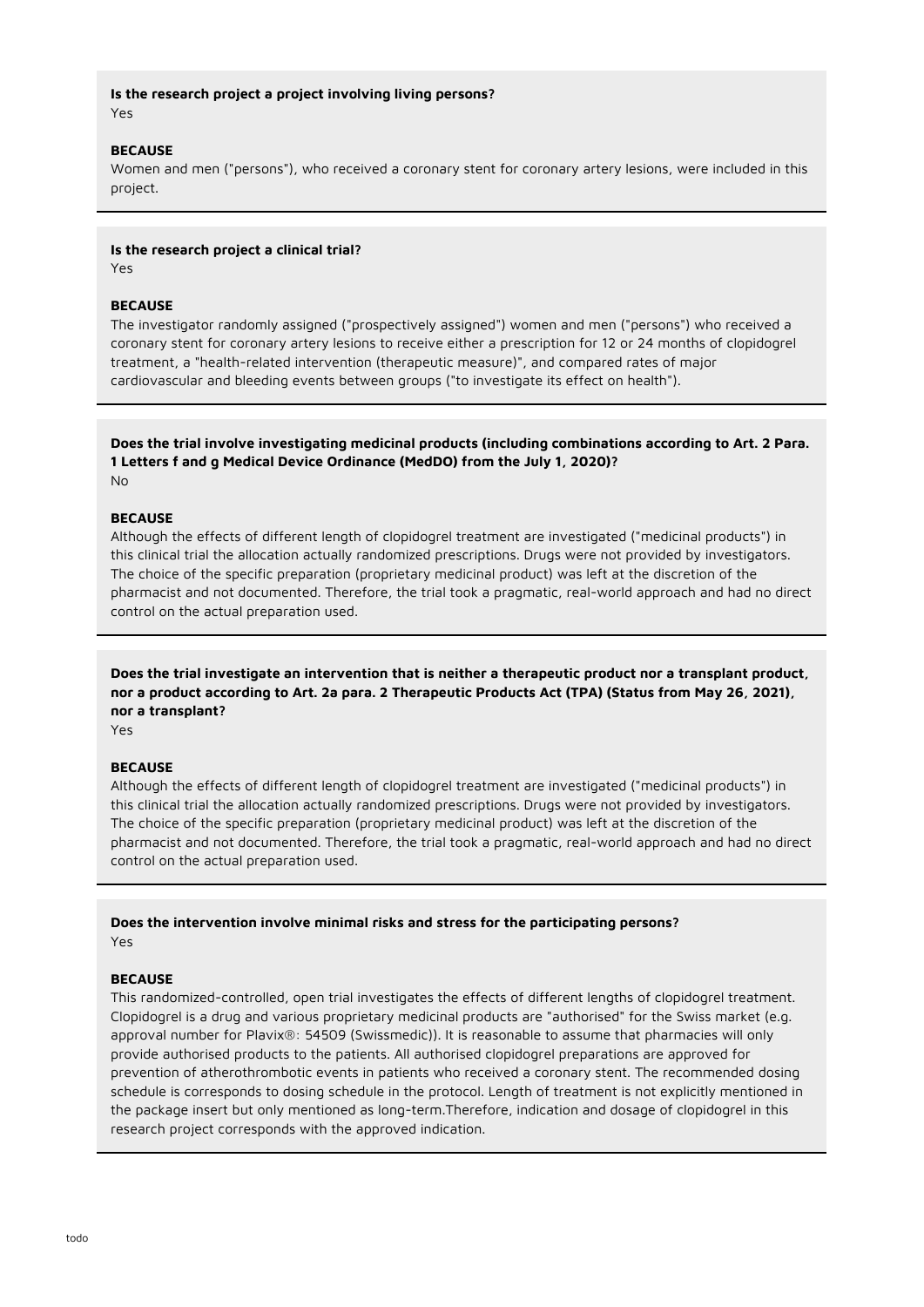**Is the research project a project involving living persons?**
Yes

**BECAUSE**
Women and men ("persons"), who received a coronary stent for coronary artery lesions, were included in this project.

---

**Is the research project a clinical trial?**
Yes

**BECAUSE**
The investigator randomly assigned ("prospectively assigned") women and men ("persons") who received a coronary stent for coronary artery lesions to receive either a prescription for 12 or 24 months of clopidogrel treatment, a "health-related intervention (therapeutic measure)", and compared rates of major cardiovascular and bleeding events between groups ("to investigate its effect on health").

---

**Does the trial involve investigating medicinal products (including combinations according to Art. 2 Para. 1 Letters f and g Medical Device Ordinance (MedDO) from the July 1, 2020)?**
No

**BECAUSE**
Although the effects of different length of clopidogrel treatment are investigated ("medicinal products") in this clinical trial the allocation actually randomized prescriptions. Drugs were not provided by investigators. The choice of the specific preparation (proprietary medicinal product) was left at the discretion of the pharmacist and not documented. Therefore, the trial took a pragmatic, real-world approach and had no direct control on the actual preparation used.

---

**Does the trial investigate an intervention that is neither a therapeutic product nor a transplant product, nor a product according to Art. 2a para. 2 Therapeutic Products Act (TPA) (Status from May 26, 2021), nor a transplant?**
Yes

**BECAUSE**
Although the effects of different length of clopidogrel treatment are investigated ("medicinal products") in this clinical trial the allocation actually randomized prescriptions. Drugs were not provided by investigators. The choice of the specific preparation (proprietary medicinal product) was left at the discretion of the pharmacist and not documented. Therefore, the trial took a pragmatic, real-world approach and had no direct control on the actual preparation used.

---

**Does the intervention involve minimal risks and stress for the participating persons?**
Yes

**BECAUSE**
This randomized-controlled, open trial investigates the effects of different lengths of clopidogrel treatment. Clopidogrel is a drug and various proprietary medicinal products are "authorised" for the Swiss market (e.g. approval number for Plavix®: 54509 (Swissmedic)). It is reasonable to assume that pharmacies will only provide authorised products to the patients. All authorised clopidogrel preparations are approved for prevention of atherothrombotic events in patients who received a coronary stent. The recommended dosing schedule is corresponds to dosing schedule in the protocol. Length of treatment is not explicitly mentioned in the package insert but only mentioned as long-term.Therefore, indication and dosage of clopidogrel in this research project corresponds with the approved indication.

---

todo